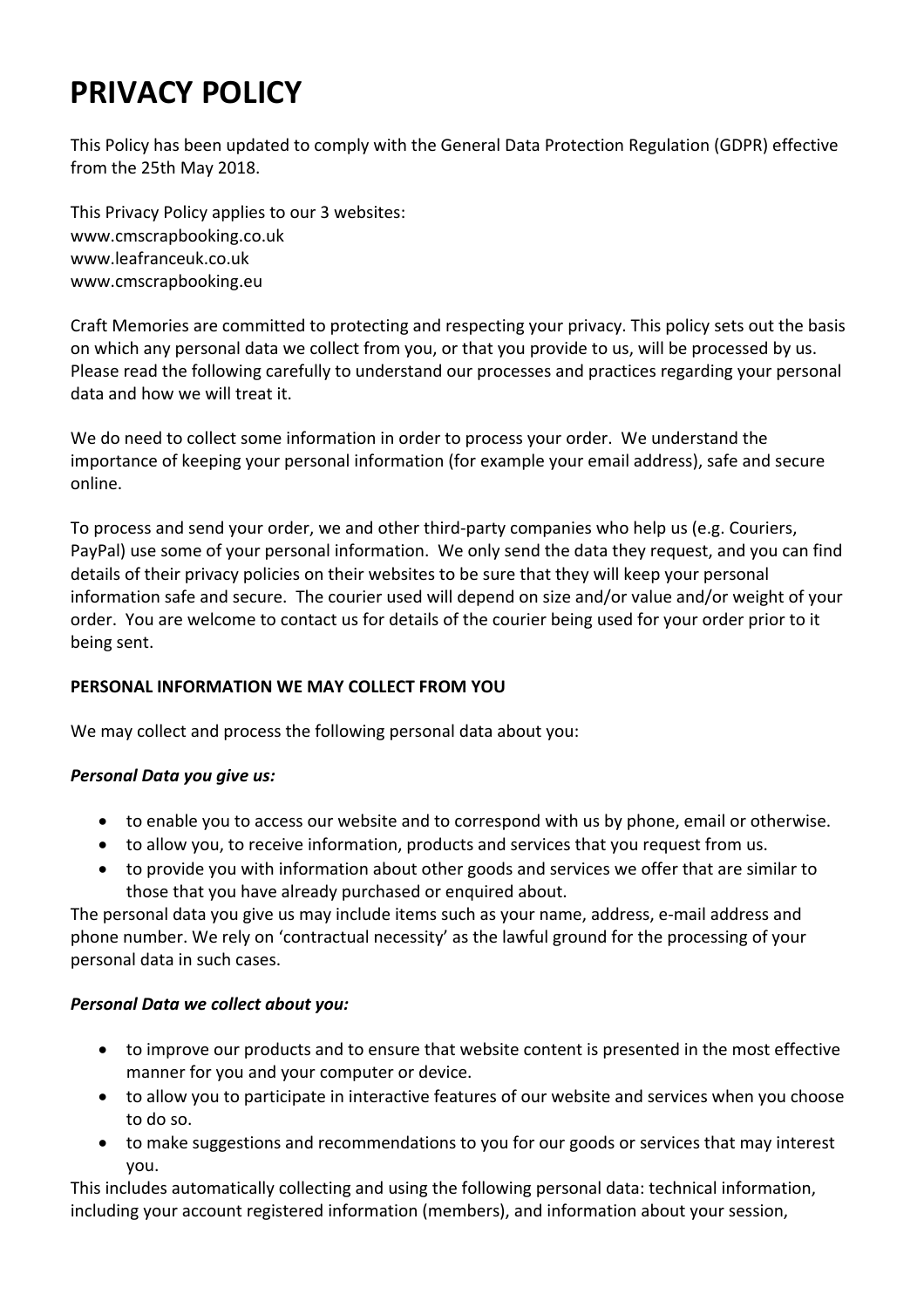# PRIVACY POLICY

This Policy has been updated to comply with the General Data Protection Regulation (GDPR) effective from the 25th May 2018.

This Privacy Policy applies to our 3 websites:
www.cmscrapbooking.co.uk
www.leafranceuk.co.uk
www.cmscrapbooking.eu

Craft Memories are committed to protecting and respecting your privacy. This policy sets out the basis on which any personal data we collect from you, or that you provide to us, will be processed by us. Please read the following carefully to understand our processes and practices regarding your personal data and how we will treat it.

We do need to collect some information in order to process your order. We understand the importance of keeping your personal information (for example your email address), safe and secure online.

To process and send your order, we and other third-party companies who help us (e.g. Couriers, PayPal) use some of your personal information. We only send the data they request, and you can find details of their privacy policies on their websites to be sure that they will keep your personal information safe and secure. The courier used will depend on size and/or value and/or weight of your order. You are welcome to contact us for details of the courier being used for your order prior to it being sent.

**PERSONAL INFORMATION WE MAY COLLECT FROM YOU**

We may collect and process the following personal data about you:

***Personal Data you give us:***

- to enable you to access our website and to correspond with us by phone, email or otherwise.
- to allow you, to receive information, products and services that you request from us.
- to provide you with information about other goods and services we offer that are similar to those that you have already purchased or enquired about.

The personal data you give us may include items such as your name, address, e-mail address and phone number. We rely on 'contractual necessity' as the lawful ground for the processing of your personal data in such cases.

***Personal Data we collect about you:***

- to improve our products and to ensure that website content is presented in the most effective manner for you and your computer or device.
- to allow you to participate in interactive features of our website and services when you choose to do so.
- to make suggestions and recommendations to you for our goods or services that may interest you.

This includes automatically collecting and using the following personal data: technical information, including your account registered information (members), and information about your session,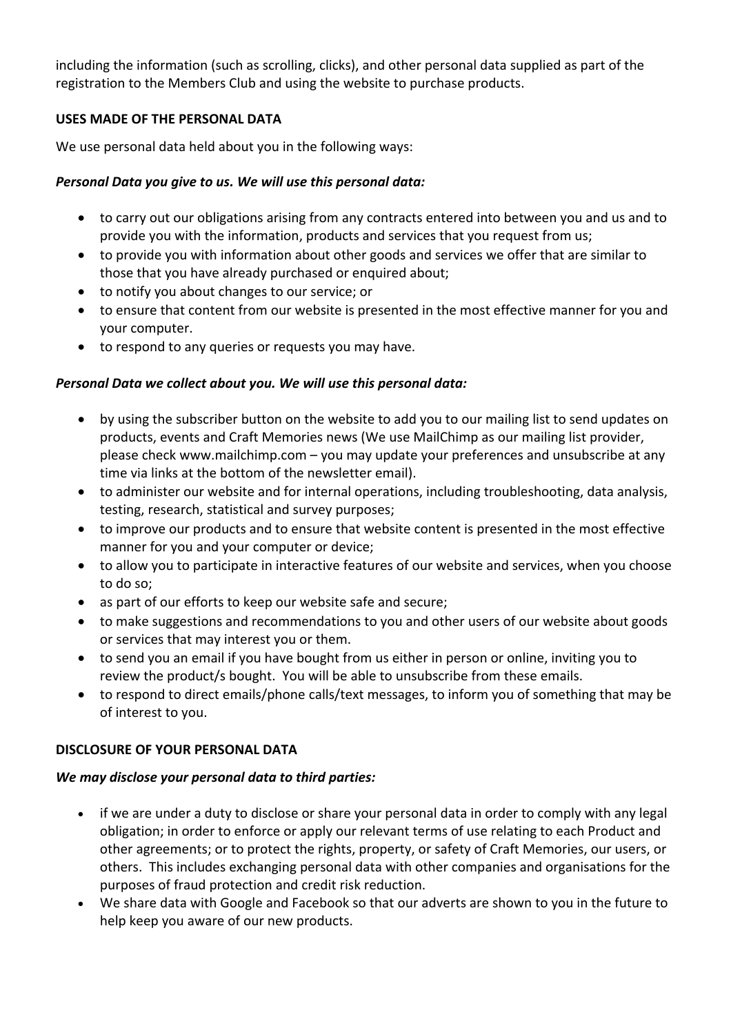including the information (such as scrolling, clicks), and other personal data supplied as part of the registration to the Members Club and using the website to purchase products.

**USES MADE OF THE PERSONAL DATA**

We use personal data held about you in the following ways:

***Personal Data you give to us. We will use this personal data:***

- to carry out our obligations arising from any contracts entered into between you and us and to provide you with the information, products and services that you request from us;
- to provide you with information about other goods and services we offer that are similar to those that you have already purchased or enquired about;
- to notify you about changes to our service; or
- to ensure that content from our website is presented in the most effective manner for you and your computer.
- to respond to any queries or requests you may have.

***Personal Data we collect about you. We will use this personal data:***

- by using the subscriber button on the website to add you to our mailing list to send updates on products, events and Craft Memories news (We use MailChimp as our mailing list provider, please check www.mailchimp.com – you may update your preferences and unsubscribe at any time via links at the bottom of the newsletter email).
- to administer our website and for internal operations, including troubleshooting, data analysis, testing, research, statistical and survey purposes;
- to improve our products and to ensure that website content is presented in the most effective manner for you and your computer or device;
- to allow you to participate in interactive features of our website and services, when you choose to do so;
- as part of our efforts to keep our website safe and secure;
- to make suggestions and recommendations to you and other users of our website about goods or services that may interest you or them.
- to send you an email if you have bought from us either in person or online, inviting you to review the product/s bought. You will be able to unsubscribe from these emails.
- to respond to direct emails/phone calls/text messages, to inform you of something that may be of interest to you.

**DISCLOSURE OF YOUR PERSONAL DATA**

***We may disclose your personal data to third parties:***

- if we are under a duty to disclose or share your personal data in order to comply with any legal obligation; in order to enforce or apply our relevant terms of use relating to each Product and other agreements; or to protect the rights, property, or safety of Craft Memories, our users, or others. This includes exchanging personal data with other companies and organisations for the purposes of fraud protection and credit risk reduction.
- We share data with Google and Facebook so that our adverts are shown to you in the future to help keep you aware of our new products.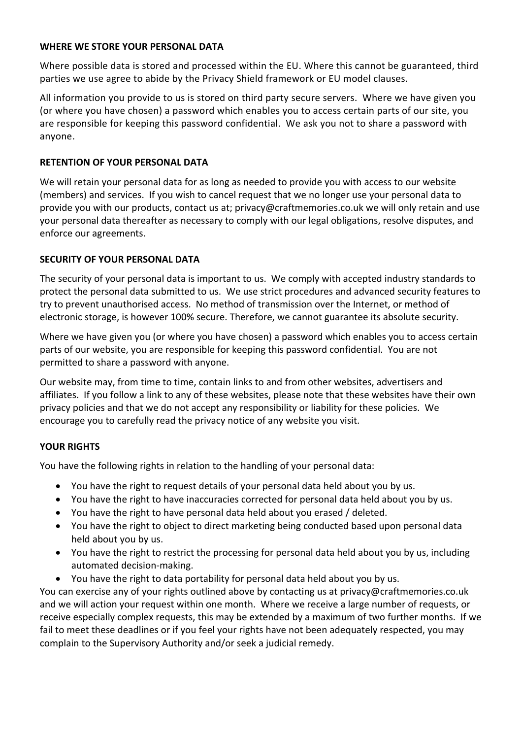**WHERE WE STORE YOUR PERSONAL DATA**

Where possible data is stored and processed within the EU. Where this cannot be guaranteed, third parties we use agree to abide by the Privacy Shield framework or EU model clauses.

All information you provide to us is stored on third party secure servers. Where we have given you (or where you have chosen) a password which enables you to access certain parts of our site, you are responsible for keeping this password confidential. We ask you not to share a password with anyone.

**RETENTION OF YOUR PERSONAL DATA**

We will retain your personal data for as long as needed to provide you with access to our website (members) and services. If you wish to cancel request that we no longer use your personal data to provide you with our products, contact us at; privacy@craftmemories.co.uk we will only retain and use your personal data thereafter as necessary to comply with our legal obligations, resolve disputes, and enforce our agreements.

**SECURITY OF YOUR PERSONAL DATA**

The security of your personal data is important to us. We comply with accepted industry standards to protect the personal data submitted to us. We use strict procedures and advanced security features to try to prevent unauthorised access. No method of transmission over the Internet, or method of electronic storage, is however 100% secure. Therefore, we cannot guarantee its absolute security.

Where we have given you (or where you have chosen) a password which enables you to access certain parts of our website, you are responsible for keeping this password confidential. You are not permitted to share a password with anyone.

Our website may, from time to time, contain links to and from other websites, advertisers and affiliates. If you follow a link to any of these websites, please note that these websites have their own privacy policies and that we do not accept any responsibility or liability for these policies. We encourage you to carefully read the privacy notice of any website you visit.

**YOUR RIGHTS**

You have the following rights in relation to the handling of your personal data:

- You have the right to request details of your personal data held about you by us.
- You have the right to have inaccuracies corrected for personal data held about you by us.
- You have the right to have personal data held about you erased / deleted.
- You have the right to object to direct marketing being conducted based upon personal data held about you by us.
- You have the right to restrict the processing for personal data held about you by us, including automated decision-making.
- You have the right to data portability for personal data held about you by us.

You can exercise any of your rights outlined above by contacting us at privacy@craftmemories.co.uk and we will action your request within one month. Where we receive a large number of requests, or receive especially complex requests, this may be extended by a maximum of two further months. If we fail to meet these deadlines or if you feel your rights have not been adequately respected, you may complain to the Supervisory Authority and/or seek a judicial remedy.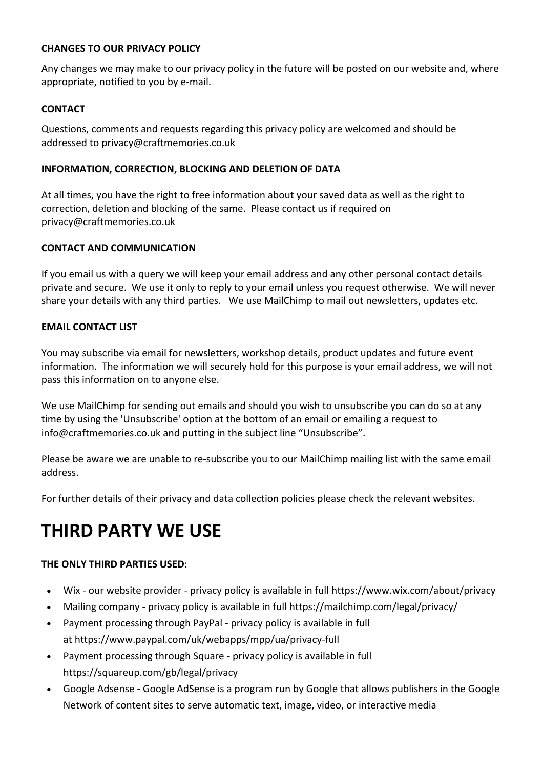**CHANGES TO OUR PRIVACY POLICY**

Any changes we may make to our privacy policy in the future will be posted on our website and, where appropriate, notified to you by e-mail.

**CONTACT**

Questions, comments and requests regarding this privacy policy are welcomed and should be addressed to privacy@craftmemories.co.uk

**INFORMATION, CORRECTION, BLOCKING AND DELETION OF DATA**

At all times, you have the right to free information about your saved data as well as the right to correction, deletion and blocking of the same. Please contact us if required on privacy@craftmemories.co.uk

**CONTACT AND COMMUNICATION**

If you email us with a query we will keep your email address and any other personal contact details private and secure. We use it only to reply to your email unless you request otherwise. We will never share your details with any third parties. We use MailChimp to mail out newsletters, updates etc.

**EMAIL CONTACT LIST**

You may subscribe via email for newsletters, workshop details, product updates and future event information. The information we will securely hold for this purpose is your email address, we will not pass this information on to anyone else.

We use MailChimp for sending out emails and should you wish to unsubscribe you can do so at any time by using the 'Unsubscribe' option at the bottom of an email or emailing a request to info@craftmemories.co.uk and putting in the subject line "Unsubscribe".

Please be aware we are unable to re-subscribe you to our MailChimp mailing list with the same email address.

For further details of their privacy and data collection policies please check the relevant websites.

# THIRD PARTY WE USE

**THE ONLY THIRD PARTIES USED**:

- Wix - our website provider - privacy policy is available in full https://www.wix.com/about/privacy
- Mailing company - privacy policy is available in full https://mailchimp.com/legal/privacy/
- Payment processing through PayPal - privacy policy is available in full at https://www.paypal.com/uk/webapps/mpp/ua/privacy-full
- Payment processing through Square - privacy policy is available in full https://squareup.com/gb/legal/privacy
- Google Adsense - Google AdSense is a program run by Google that allows publishers in the Google Network of content sites to serve automatic text, image, video, or interactive media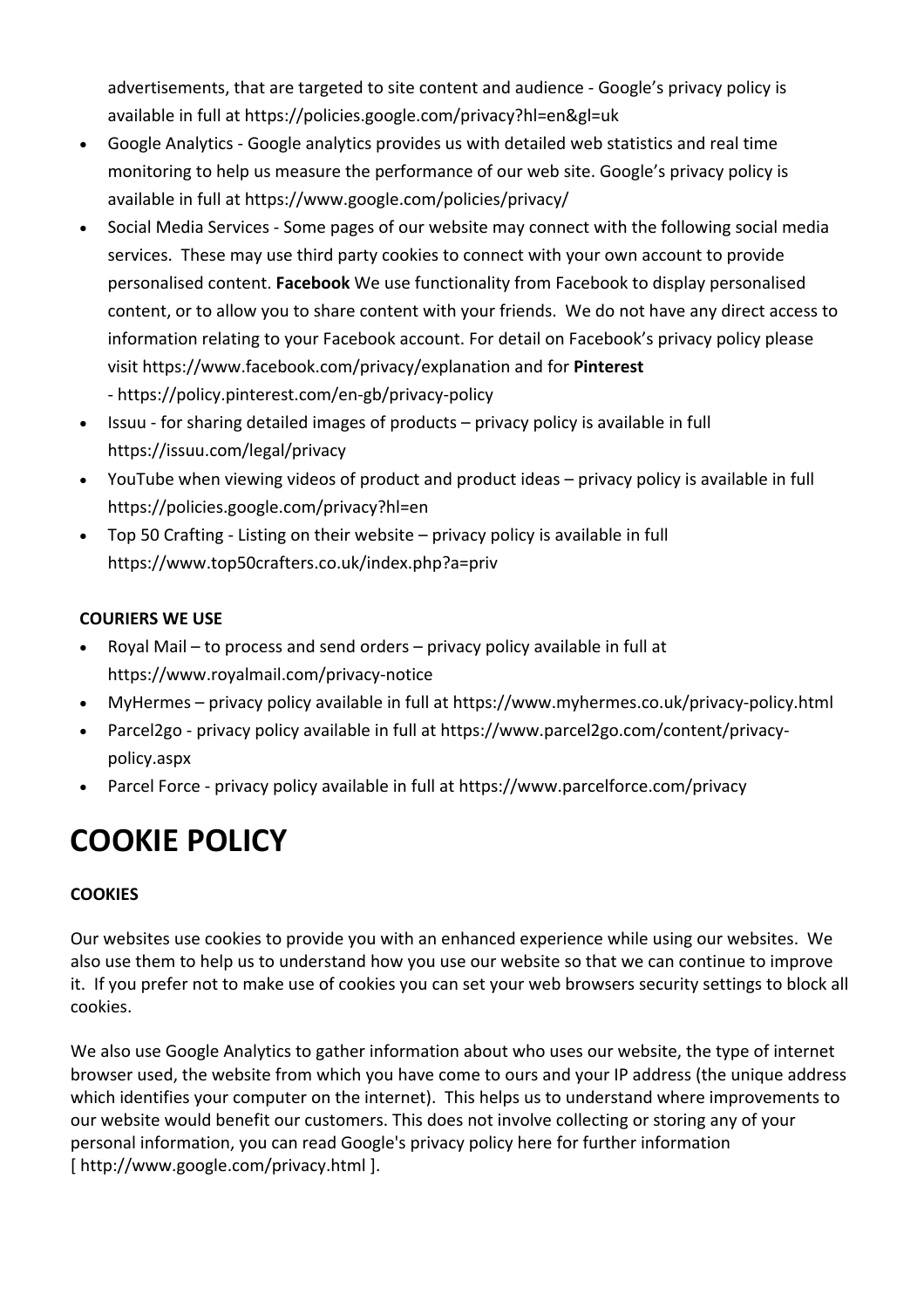advertisements, that are targeted to site content and audience - Google's privacy policy is available in full at https://policies.google.com/privacy?hl=en&gl=uk

- Google Analytics - Google analytics provides us with detailed web statistics and real time monitoring to help us measure the performance of our web site. Google's privacy policy is available in full at https://www.google.com/policies/privacy/
- Social Media Services - Some pages of our website may connect with the following social media services. These may use third party cookies to connect with your own account to provide personalised content. **Facebook** We use functionality from Facebook to display personalised content, or to allow you to share content with your friends. We do not have any direct access to information relating to your Facebook account. For detail on Facebook's privacy policy please visit https://www.facebook.com/privacy/explanation and for **Pinterest** - https://policy.pinterest.com/en-gb/privacy-policy
- Issuu - for sharing detailed images of products – privacy policy is available in full https://issuu.com/legal/privacy
- YouTube when viewing videos of product and product ideas – privacy policy is available in full https://policies.google.com/privacy?hl=en
- Top 50 Crafting - Listing on their website – privacy policy is available in full https://www.top50crafters.co.uk/index.php?a=priv

**COURIERS WE USE**

- Royal Mail – to process and send orders – privacy policy available in full at https://www.royalmail.com/privacy-notice
- MyHermes – privacy policy available in full at https://www.myhermes.co.uk/privacy-policy.html
- Parcel2go - privacy policy available in full at https://www.parcel2go.com/content/privacy-policy.aspx
- Parcel Force - privacy policy available in full at https://www.parcelforce.com/privacy

# COOKIE POLICY

**COOKIES**

Our websites use cookies to provide you with an enhanced experience while using our websites. We also use them to help us to understand how you use our website so that we can continue to improve it. If you prefer not to make use of cookies you can set your web browsers security settings to block all cookies.

We also use Google Analytics to gather information about who uses our website, the type of internet browser used, the website from which you have come to ours and your IP address (the unique address which identifies your computer on the internet). This helps us to understand where improvements to our website would benefit our customers. This does not involve collecting or storing any of your personal information, you can read Google's privacy policy here for further information [ http://www.google.com/privacy.html ].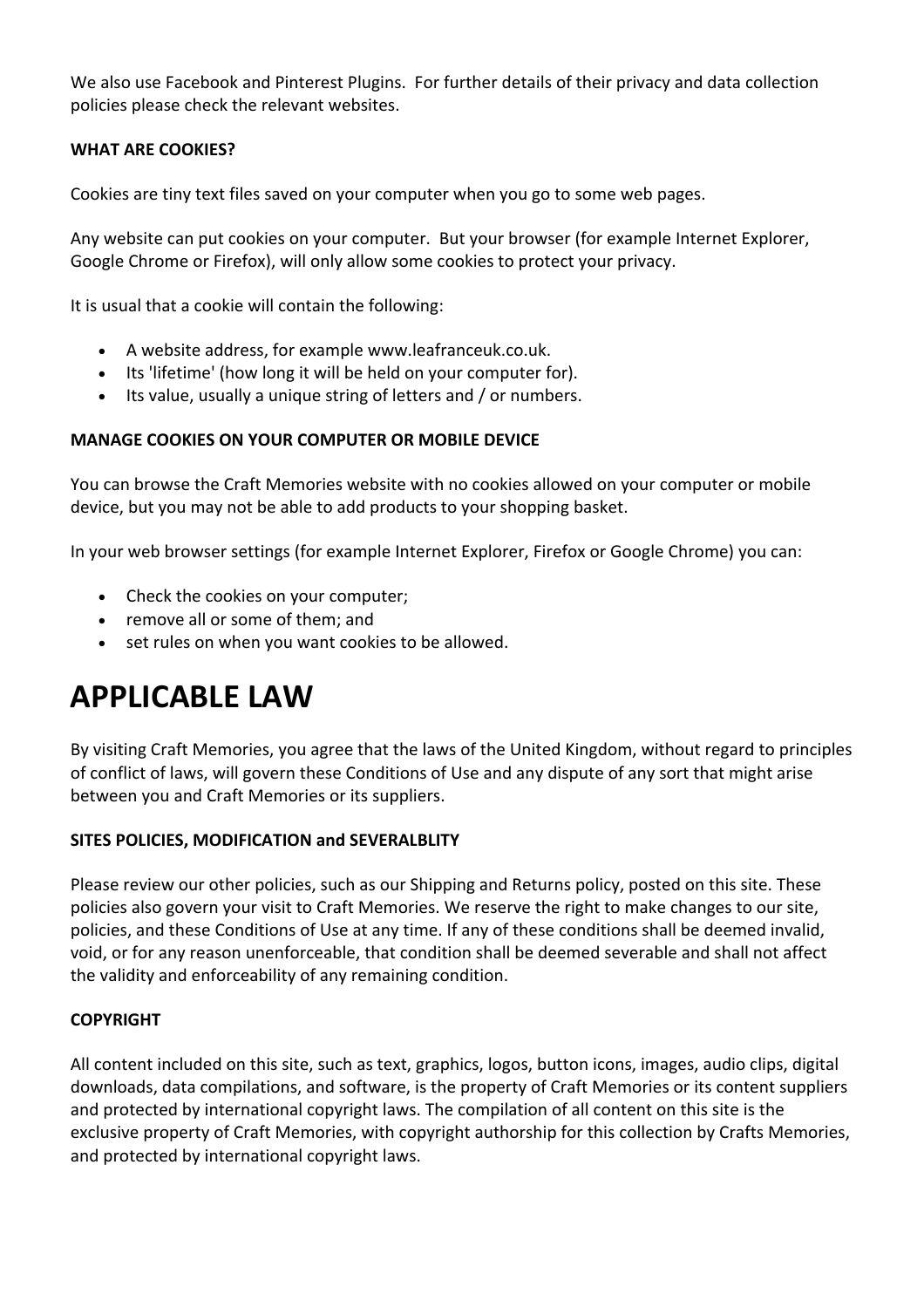We also use Facebook and Pinterest Plugins. For further details of their privacy and data collection policies please check the relevant websites.

**WHAT ARE COOKIES?**

Cookies are tiny text files saved on your computer when you go to some web pages.

Any website can put cookies on your computer. But your browser (for example Internet Explorer, Google Chrome or Firefox), will only allow some cookies to protect your privacy.

It is usual that a cookie will contain the following:

- A website address, for example www.leafranceuk.co.uk.
- Its 'lifetime' (how long it will be held on your computer for).
- Its value, usually a unique string of letters and / or numbers.

**MANAGE COOKIES ON YOUR COMPUTER OR MOBILE DEVICE**

You can browse the Craft Memories website with no cookies allowed on your computer or mobile device, but you may not be able to add products to your shopping basket.

In your web browser settings (for example Internet Explorer, Firefox or Google Chrome) you can:

- Check the cookies on your computer;
- remove all or some of them; and
- set rules on when you want cookies to be allowed.

# APPLICABLE LAW

By visiting Craft Memories, you agree that the laws of the United Kingdom, without regard to principles of conflict of laws, will govern these Conditions of Use and any dispute of any sort that might arise between you and Craft Memories or its suppliers.

**SITES POLICIES, MODIFICATION and SEVERALBLITY**

Please review our other policies, such as our Shipping and Returns policy, posted on this site. These policies also govern your visit to Craft Memories. We reserve the right to make changes to our site, policies, and these Conditions of Use at any time. If any of these conditions shall be deemed invalid, void, or for any reason unenforceable, that condition shall be deemed severable and shall not affect the validity and enforceability of any remaining condition.

**COPYRIGHT**

All content included on this site, such as text, graphics, logos, button icons, images, audio clips, digital downloads, data compilations, and software, is the property of Craft Memories or its content suppliers and protected by international copyright laws. The compilation of all content on this site is the exclusive property of Craft Memories, with copyright authorship for this collection by Crafts Memories, and protected by international copyright laws.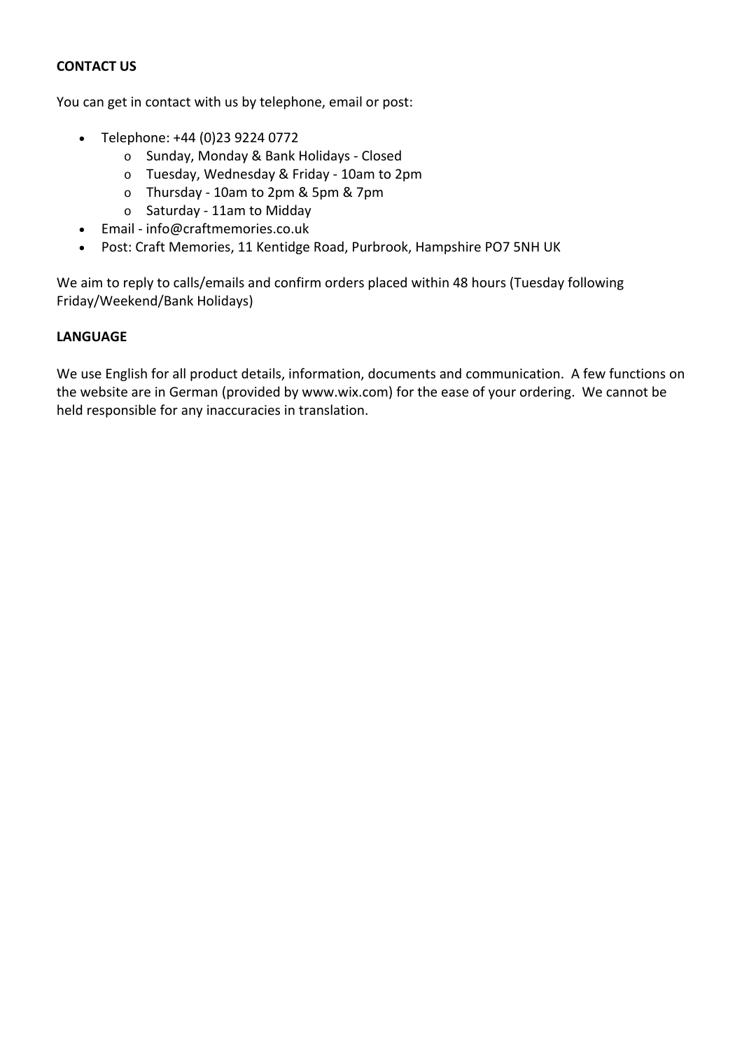**CONTACT US**

You can get in contact with us by telephone, email or post:

- Telephone: +44 (0)23 9224 0772
  - Sunday, Monday & Bank Holidays - Closed
  - Tuesday, Wednesday & Friday - 10am to 2pm
  - Thursday - 10am to 2pm & 5pm & 7pm
  - Saturday - 11am to Midday
- Email - info@craftmemories.co.uk
- Post: Craft Memories, 11 Kentidge Road, Purbrook, Hampshire PO7 5NH UK

We aim to reply to calls/emails and confirm orders placed within 48 hours (Tuesday following Friday/Weekend/Bank Holidays)

**LANGUAGE**

We use English for all product details, information, documents and communication. A few functions on the website are in German (provided by www.wix.com) for the ease of your ordering. We cannot be held responsible for any inaccuracies in translation.